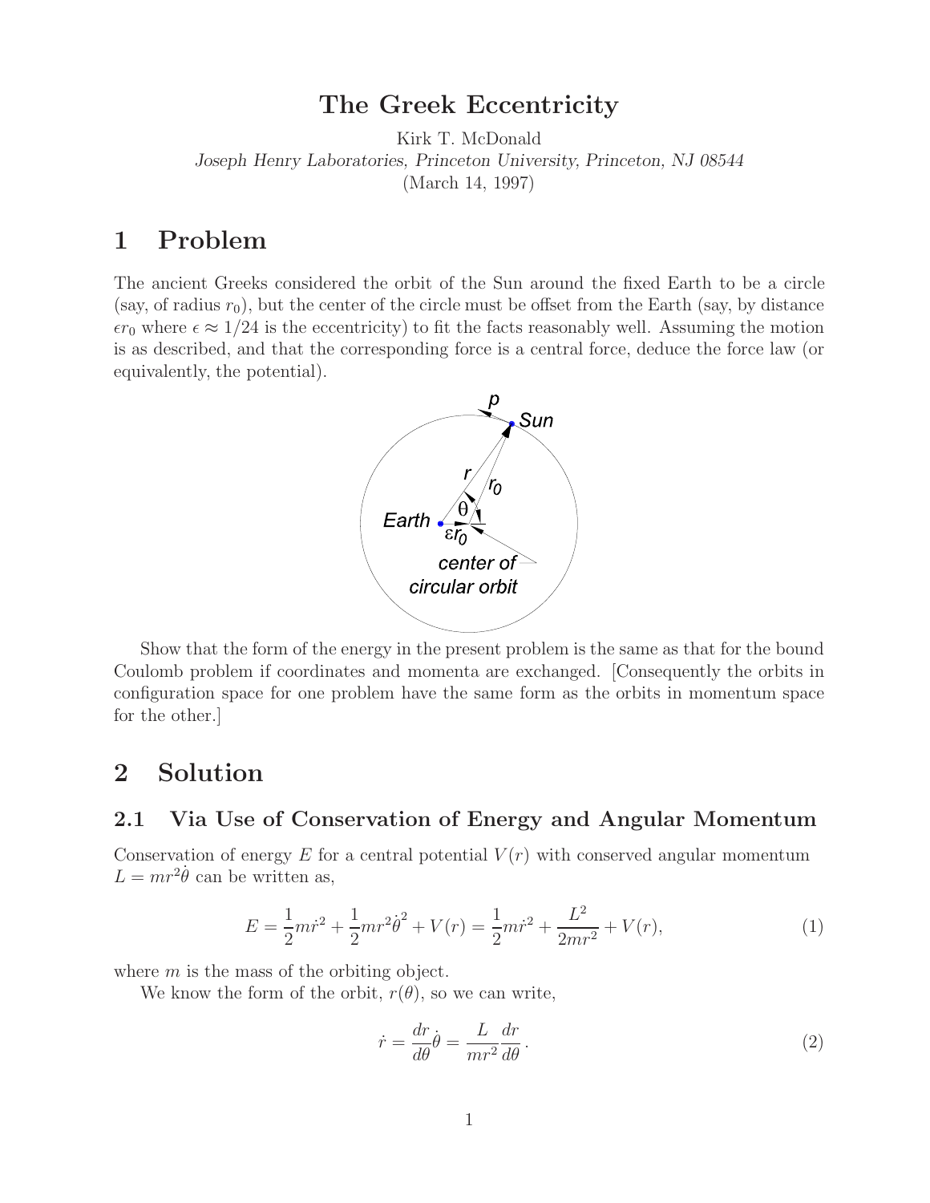# The Greek Eccentricity

Kirk T. McDonald

*Joseph Henry Laboratories, Princeton University, Princeton, NJ 08544*

(March 14, 1997)

## 1 Problem

The ancient Greeks considered the orbit of the Sun around the fixed Earth to be a circle (say, of radius $r_0$), but the center of the circle must be offset from the Earth (say, by distance $\epsilon r_0$ where $\epsilon \approx 1/24$ is the eccentricity) to fit the facts reasonably well. Assuming the motion is as described, and that the corresponding force is a central force, deduce the force law (or equivalently, the potential).

Show that the form of the energy in the present problem is the same as that for the bound Coulomb problem if coordinates and momenta are exchanged. [Consequently the orbits in configuration space for one problem have the same form as the orbits in momentum space for the other.]

## 2 Solution

### 2.1 Via Use of Conservation of Energy and Angular Momentum

Conservation of energy $E$ for a central potential $V(r)$ with conserved angular momentum $L = mr^2\dot{\theta}$ can be written as,

$$E = \frac{1}{2}m\dot{r}^2 + \frac{1}{2}mr^2\dot{\theta}^2 + V(r) = \frac{1}{2}m\dot{r}^2 + \frac{L^2}{2mr^2} + V(r), \tag{1}$$

where $m$ is the mass of the orbiting object.

We know the form of the orbit, $r(\theta)$, so we can write,

$$\dot{r} = \frac{dr}{d\theta}\dot{\theta} = \frac{L}{mr^2}\frac{dr}{d\theta}\,. \tag{2}$$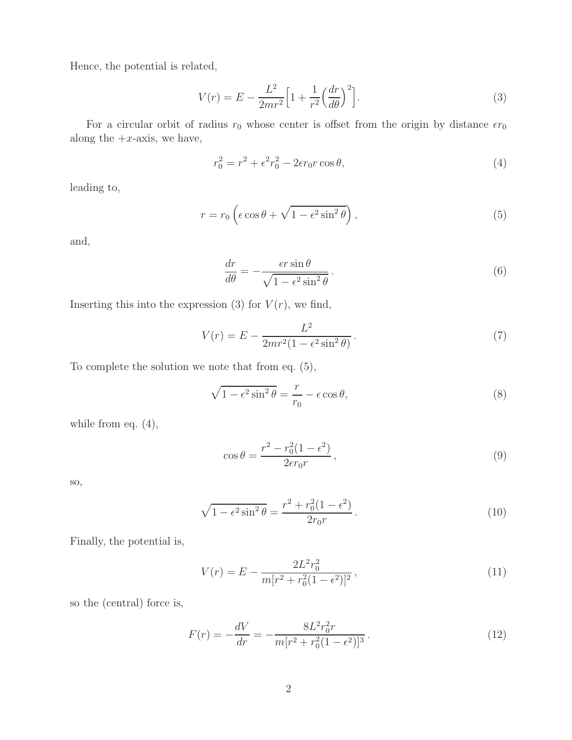Hence, the potential is related,

$$V(r) = E - \frac{L^2}{2mr^2}\Big[1 + \frac{1}{r^2}\Big(\frac{dr}{d\theta}\Big)^2\Big]. \tag{3}$$

For a circular orbit of radius $r_0$ whose center is offset from the origin by distance $\epsilon r_0$ along the $+x$-axis, we have,

$$r_0^2 = r^2 + \epsilon^2 r_0^2 - 2\epsilon r_0 r \cos\theta, \tag{4}$$

leading to,

$$r = r_0\left(\epsilon\cos\theta + \sqrt{1 - \epsilon^2\sin^2\theta}\right), \tag{5}$$

and,

$$\frac{dr}{d\theta} = -\frac{\epsilon r \sin\theta}{\sqrt{1 - \epsilon^2\sin^2\theta}}\,. \tag{6}$$

Inserting this into the expression (3) for $V(r)$, we find,

$$V(r) = E - \frac{L^2}{2mr^2(1 - \epsilon^2\sin^2\theta)}\,. \tag{7}$$

To complete the solution we note that from eq. (5),

$$\sqrt{1 - \epsilon^2\sin^2\theta} = \frac{r}{r_0} - \epsilon\cos\theta, \tag{8}$$

while from eq. (4),

$$\cos\theta = \frac{r^2 - r_0^2(1 - \epsilon^2)}{2\epsilon r_0 r}\,, \tag{9}$$

so,

$$\sqrt{1 - \epsilon^2\sin^2\theta} = \frac{r^2 + r_0^2(1 - \epsilon^2)}{2r_0 r}\,. \tag{10}$$

Finally, the potential is,

$$V(r) = E - \frac{2L^2 r_0^2}{m[r^2 + r_0^2(1 - \epsilon^2)]^2}\,, \tag{11}$$

so the (central) force is,

$$F(r) = -\frac{dV}{dr} = -\frac{8L^2 r_0^2 r}{m[r^2 + r_0^2(1 - \epsilon^2)]^3}\,. \tag{12}$$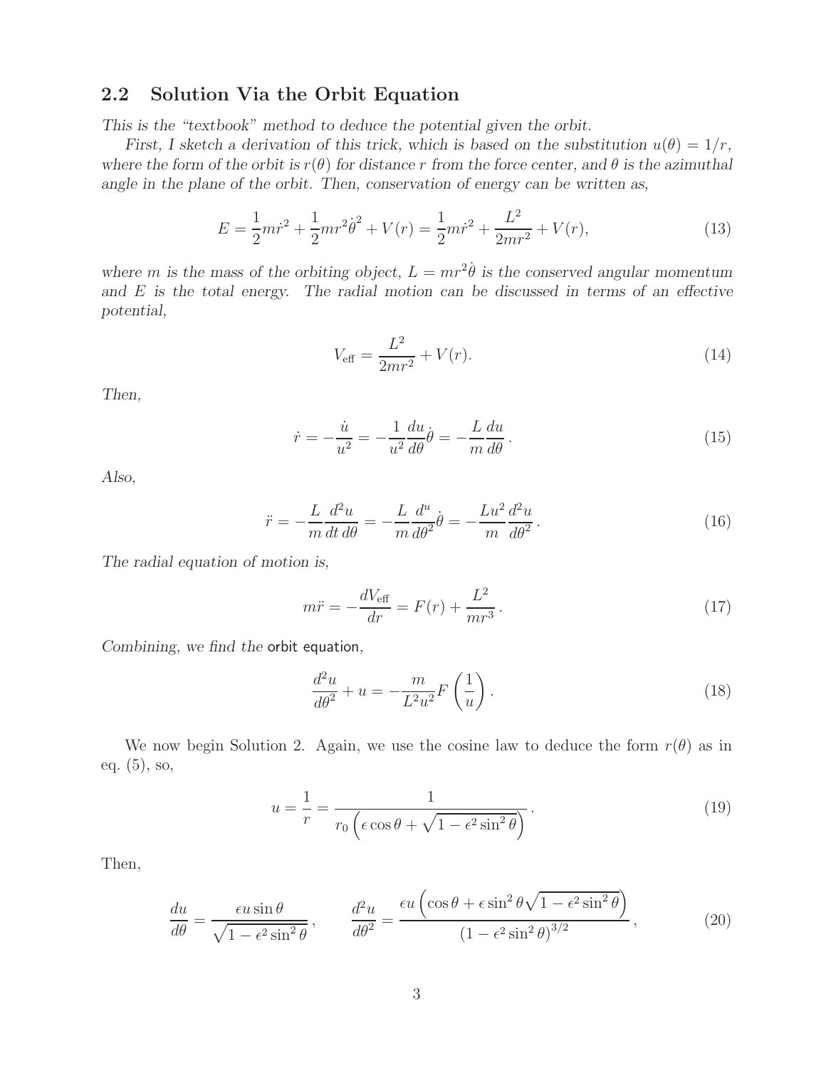## 2.2 Solution Via the Orbit Equation

*This is the "textbook" method to deduce the potential given the orbit.*

*First, I sketch a derivation of this trick, which is based on the substitution $u(\theta) = 1/r$, where the form of the orbit is $r(\theta)$ for distance $r$ from the force center, and $\theta$ is the azimuthal angle in the plane of the orbit. Then, conservation of energy can be written as,*

$$E = \frac{1}{2}m\dot{r}^2 + \frac{1}{2}mr^2\dot{\theta}^2 + V(r) = \frac{1}{2}m\dot{r}^2 + \frac{L^2}{2mr^2} + V(r), \tag{13}$$

*where $m$ is the mass of the orbiting object, $L = mr^2\dot{\theta}$ is the conserved angular momentum and $E$ is the total energy. The radial motion can be discussed in terms of an effective potential,*

$$V_{\rm eff} = \frac{L^2}{2mr^2} + V(r). \tag{14}$$

*Then,*

$$\dot{r} = -\frac{\dot{u}}{u^2} = -\frac{1}{u^2}\frac{du}{d\theta}\dot{\theta} = -\frac{L}{m}\frac{du}{d\theta}\,. \tag{15}$$

*Also,*

$$\ddot{r} = -\frac{L}{m}\frac{d^2u}{dt\,d\theta} = -\frac{L}{m}\frac{d^u}{d\theta^2}\dot{\theta} = -\frac{Lu^2}{m}\frac{d^2u}{d\theta^2}\,. \tag{16}$$

*The radial equation of motion is,*

$$m\ddot{r} = -\frac{dV_{\rm eff}}{dr} = F(r) + \frac{L^2}{mr^3}\,. \tag{17}$$

*Combining, we find the* orbit equation*,*

$$\frac{d^2u}{d\theta^2} + u = -\frac{m}{L^2u^2}F\left(\frac{1}{u}\right). \tag{18}$$

We now begin Solution 2. Again, we use the cosine law to deduce the form $r(\theta)$ as in eq. (5), so,

$$u = \frac{1}{r} = \frac{1}{r_0\left(\epsilon\cos\theta + \sqrt{1-\epsilon^2\sin^2\theta}\right)}\,. \tag{19}$$

Then,

$$\frac{du}{d\theta} = \frac{\epsilon u\sin\theta}{\sqrt{1-\epsilon^2\sin^2\theta}}\,, \qquad \frac{d^2u}{d\theta^2} = \frac{\epsilon u\left(\cos\theta + \epsilon\sin^2\theta\sqrt{1-\epsilon^2\sin^2\theta}\right)}{\left(1-\epsilon^2\sin^2\theta\right)^{3/2}}\,, \tag{20}$$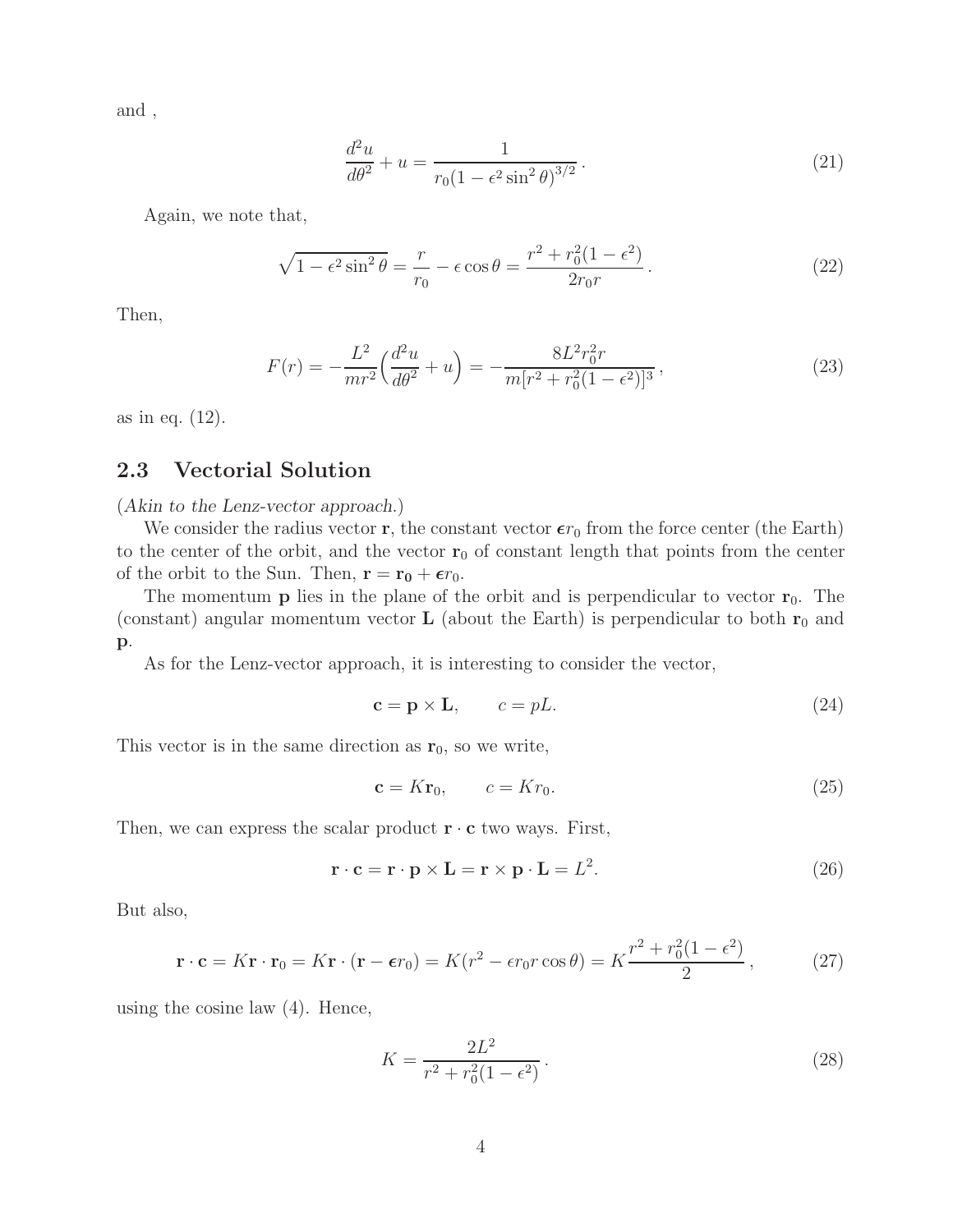and ,

$$\frac{d^2u}{d\theta^2} + u = \frac{1}{r_0(1 - \epsilon^2 \sin^2\theta)^{3/2}} \,. \tag{21}$$

Again, we note that,

$$\sqrt{1 - \epsilon^2 \sin^2\theta} = \frac{r}{r_0} - \epsilon \cos\theta = \frac{r^2 + r_0^2(1 - \epsilon^2)}{2r_0 r} \,. \tag{22}$$

Then,

$$F(r) = -\frac{L^2}{mr^2}\Big(\frac{d^2u}{d\theta^2} + u\Big) = -\frac{8L^2 r_0^2 r}{m[r^2 + r_0^2(1 - \epsilon^2)]^3} \,, \tag{23}$$

as in eq. (12).

## 2.3 Vectorial Solution

(*Akin to the Lenz-vector approach.*)

We consider the radius vector $\mathbf{r}$, the constant vector $\boldsymbol{\epsilon} r_0$ from the force center (the Earth) to the center of the orbit, and the vector $\mathbf{r}_0$ of constant length that points from the center of the orbit to the Sun. Then, $\mathbf{r} = \mathbf{r_0} + \boldsymbol{\epsilon} r_0$.

The momentum $\mathbf{p}$ lies in the plane of the orbit and is perpendicular to vector $\mathbf{r}_0$. The (constant) angular momentum vector $\mathbf{L}$ (about the Earth) is perpendicular to both $\mathbf{r}_0$ and $\mathbf{p}$.

As for the Lenz-vector approach, it is interesting to consider the vector,

$$\mathbf{c} = \mathbf{p} \times \mathbf{L}, \qquad c = pL. \tag{24}$$

This vector is in the same direction as $\mathbf{r}_0$, so we write,

$$\mathbf{c} = K\mathbf{r}_0, \qquad c = Kr_0. \tag{25}$$

Then, we can express the scalar product $\mathbf{r} \cdot \mathbf{c}$ two ways. First,

$$\mathbf{r} \cdot \mathbf{c} = \mathbf{r} \cdot \mathbf{p} \times \mathbf{L} = \mathbf{r} \times \mathbf{p} \cdot \mathbf{L} = L^2. \tag{26}$$

But also,

$$\mathbf{r} \cdot \mathbf{c} = K\mathbf{r} \cdot \mathbf{r}_0 = K\mathbf{r} \cdot (\mathbf{r} - \boldsymbol{\epsilon} r_0) = K(r^2 - \epsilon r_0 r \cos\theta) = K\frac{r^2 + r_0^2(1 - \epsilon^2)}{2} \,, \tag{27}$$

using the cosine law (4). Hence,

$$K = \frac{2L^2}{r^2 + r_0^2(1 - \epsilon^2)} \,. \tag{28}$$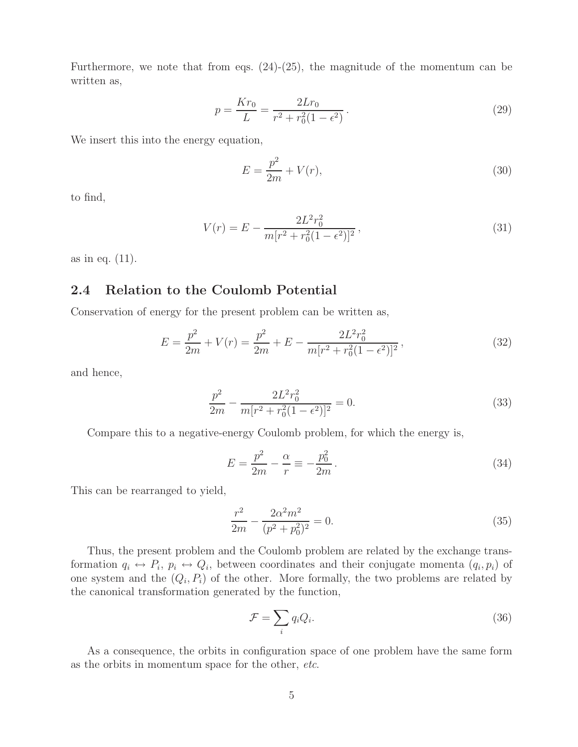Furthermore, we note that from eqs. (24)-(25), the magnitude of the momentum can be written as,

$$p = \frac{Kr_0}{L} = \frac{2Lr_0}{r^2 + r_0^2(1-\epsilon^2)} \,. \tag{29}$$

We insert this into the energy equation,

$$E = \frac{p^2}{2m} + V(r), \tag{30}$$

to find,

$$V(r) = E - \frac{2L^2 r_0^2}{m[r^2 + r_0^2(1-\epsilon^2)]^2} \,, \tag{31}$$

as in eq. (11).

## 2.4 Relation to the Coulomb Potential

Conservation of energy for the present problem can be written as,

$$E = \frac{p^2}{2m} + V(r) = \frac{p^2}{2m} + E - \frac{2L^2 r_0^2}{m[r^2 + r_0^2(1-\epsilon^2)]^2} \,, \tag{32}$$

and hence,

$$\frac{p^2}{2m} - \frac{2L^2 r_0^2}{m[r^2 + r_0^2(1-\epsilon^2)]^2} = 0. \tag{33}$$

Compare this to a negative-energy Coulomb problem, for which the energy is,

$$E = \frac{p^2}{2m} - \frac{\alpha}{r} \equiv -\frac{p_0^2}{2m} \,. \tag{34}$$

This can be rearranged to yield,

$$\frac{r^2}{2m} - \frac{2\alpha^2 m^2}{(p^2 + p_0^2)^2} = 0. \tag{35}$$

Thus, the present problem and the Coulomb problem are related by the exchange transformation $q_i \leftrightarrow P_i$, $p_i \leftrightarrow Q_i$, between coordinates and their conjugate momenta $(q_i, p_i)$ of one system and the $(Q_i, P_i)$ of the other. More formally, the two problems are related by the canonical transformation generated by the function,

$$\mathcal{F} = \sum_i q_i Q_i. \tag{36}$$

As a consequence, the orbits in configuration space of one problem have the same form as the orbits in momentum space for the other, *etc.*